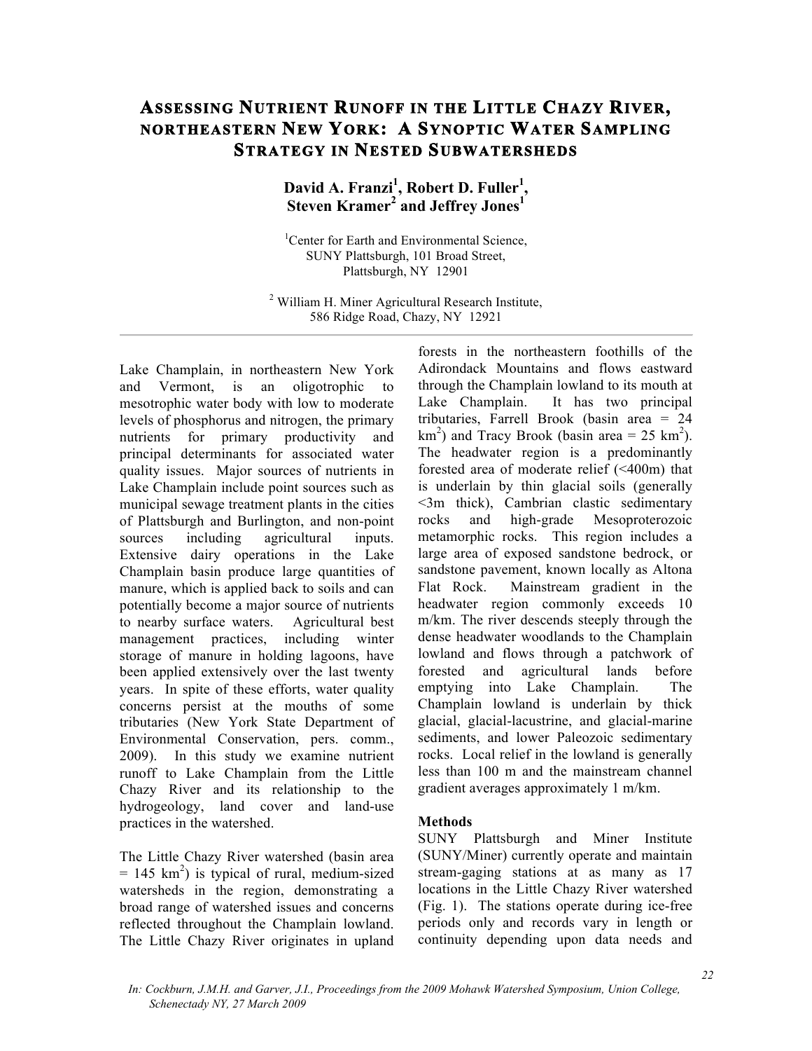# Assessing Nutrient Runoff in the Little Chazy River, northeastern New York: A Synoptic Water Sampling Strategy in Nested Subwatersheds

**David A. Franzi[1], Robert D. Fuller[1], Steven Kramer[2] and Jeffrey Jones[1]**

[1]Center for Earth and Environmental Science, SUNY Plattsburgh, 101 Broad Street, Plattsburgh, NY 12901

[2] William H. Miner Agricultural Research Institute, 586 Ridge Road, Chazy, NY 12921

---

Lake Champlain, in northeastern New York and Vermont, is an oligotrophic to mesotrophic water body with low to moderate levels of phosphorus and nitrogen, the primary nutrients for primary productivity and principal determinants for associated water quality issues. Major sources of nutrients in Lake Champlain include point sources such as municipal sewage treatment plants in the cities of Plattsburgh and Burlington, and non-point sources including agricultural inputs. Extensive dairy operations in the Lake Champlain basin produce large quantities of manure, which is applied back to soils and can potentially become a major source of nutrients to nearby surface waters. Agricultural best management practices, including winter storage of manure in holding lagoons, have been applied extensively over the last twenty years. In spite of these efforts, water quality concerns persist at the mouths of some tributaries (New York State Department of Environmental Conservation, pers. comm., 2009). In this study we examine nutrient runoff to Lake Champlain from the Little Chazy River and its relationship to the hydrogeology, land cover and land-use practices in the watershed.

The Little Chazy River watershed (basin area = 145 km$^2$) is typical of rural, medium-sized watersheds in the region, demonstrating a broad range of watershed issues and concerns reflected throughout the Champlain lowland. The Little Chazy River originates in upland forests in the northeastern foothills of the Adirondack Mountains and flows eastward through the Champlain lowland to its mouth at Lake Champlain. It has two principal tributaries, Farrell Brook (basin area = 24 km$^2$) and Tracy Brook (basin area = 25 km$^2$). The headwater region is a predominantly forested area of moderate relief (<400m) that is underlain by thin glacial soils (generally <3m thick), Cambrian clastic sedimentary rocks and high-grade Mesoproterozoic metamorphic rocks. This region includes a large area of exposed sandstone bedrock, or sandstone pavement, known locally as Altona Flat Rock. Mainstream gradient in the headwater region commonly exceeds 10 m/km. The river descends steeply through the dense headwater woodlands to the Champlain lowland and flows through a patchwork of forested and agricultural lands before emptying into Lake Champlain. The Champlain lowland is underlain by thick glacial, glacial-lacustrine, and glacial-marine sediments, and lower Paleozoic sedimentary rocks. Local relief in the lowland is generally less than 100 m and the mainstream channel gradient averages approximately 1 m/km.

**Methods**

SUNY Plattsburgh and Miner Institute (SUNY/Miner) currently operate and maintain stream-gaging stations at as many as 17 locations in the Little Chazy River watershed (Fig. 1). The stations operate during ice-free periods only and records vary in length or continuity depending upon data needs and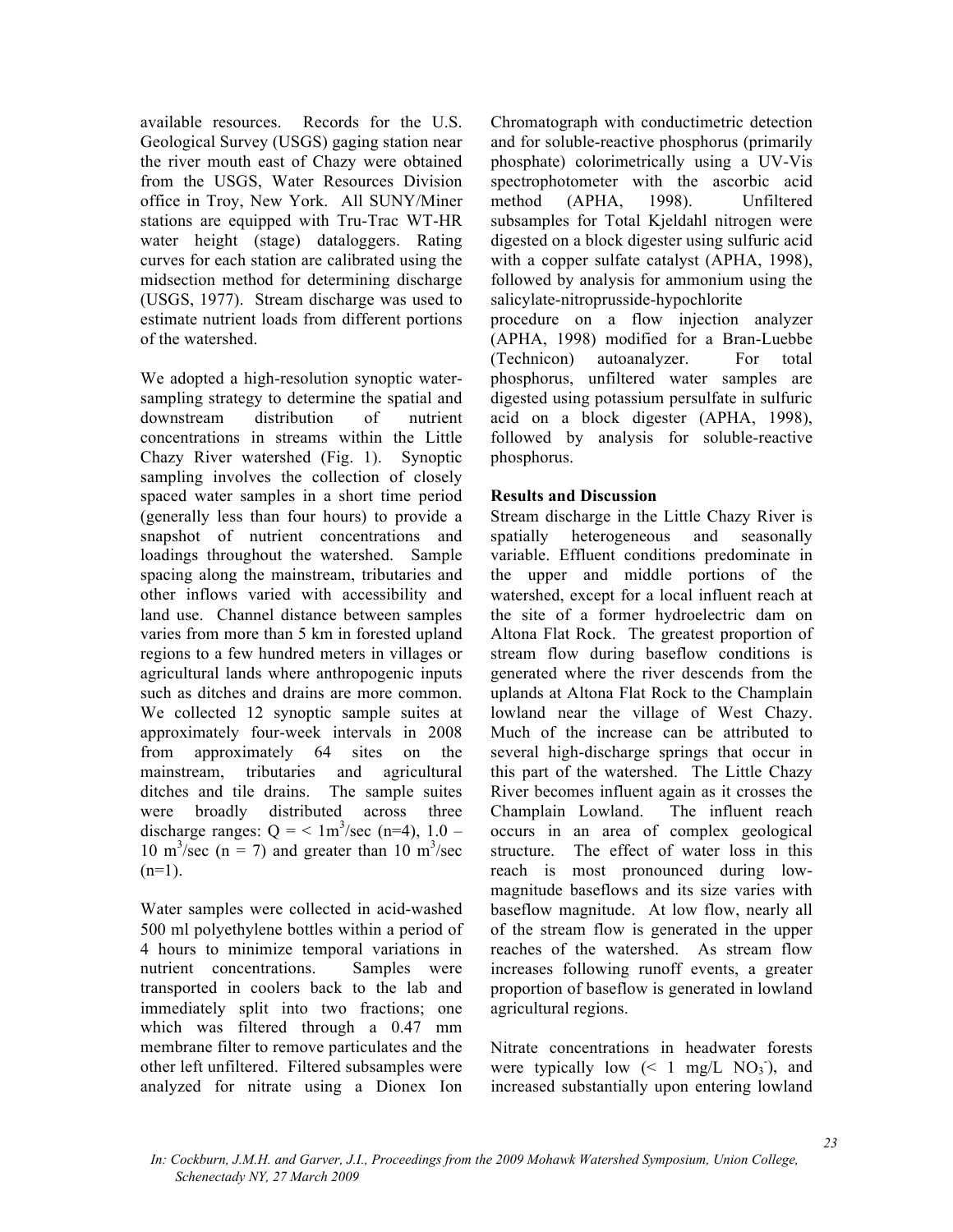available resources. Records for the U.S. Geological Survey (USGS) gaging station near the river mouth east of Chazy were obtained from the USGS, Water Resources Division office in Troy, New York. All SUNY/Miner stations are equipped with Tru-Trac WT-HR water height (stage) dataloggers. Rating curves for each station are calibrated using the midsection method for determining discharge (USGS, 1977). Stream discharge was used to estimate nutrient loads from different portions of the watershed.

We adopted a high-resolution synoptic water-sampling strategy to determine the spatial and downstream distribution of nutrient concentrations in streams within the Little Chazy River watershed (Fig. 1). Synoptic sampling involves the collection of closely spaced water samples in a short time period (generally less than four hours) to provide a snapshot of nutrient concentrations and loadings throughout the watershed. Sample spacing along the mainstream, tributaries and other inflows varied with accessibility and land use. Channel distance between samples varies from more than 5 km in forested upland regions to a few hundred meters in villages or agricultural lands where anthropogenic inputs such as ditches and drains are more common. We collected 12 synoptic sample suites at approximately four-week intervals in 2008 from approximately 64 sites on the mainstream, tributaries and agricultural ditches and tile drains. The sample suites were broadly distributed across three discharge ranges: Q = < 1m$^3$/sec (n=4), 1.0 – 10 m$^3$/sec (n = 7) and greater than 10 m$^3$/sec (n=1).

Water samples were collected in acid-washed 500 ml polyethylene bottles within a period of 4 hours to minimize temporal variations in nutrient concentrations. Samples were transported in coolers back to the lab and immediately split into two fractions; one which was filtered through a 0.47 mm membrane filter to remove particulates and the other left unfiltered. Filtered subsamples were analyzed for nitrate using a Dionex Ion Chromatograph with conductimetric detection and for soluble-reactive phosphorus (primarily phosphate) colorimetrically using a UV-Vis spectrophotometer with the ascorbic acid method (APHA, 1998). Unfiltered subsamples for Total Kjeldahl nitrogen were digested on a block digester using sulfuric acid with a copper sulfate catalyst (APHA, 1998), followed by analysis for ammonium using the salicylate-nitroprusside-hypochlorite procedure on a flow injection analyzer (APHA, 1998) modified for a Bran-Luebbe (Technicon) autoanalyzer. For total phosphorus, unfiltered water samples are digested using potassium persulfate in sulfuric acid on a block digester (APHA, 1998), followed by analysis for soluble-reactive phosphorus.

## Results and Discussion

Stream discharge in the Little Chazy River is spatially heterogeneous and seasonally variable. Effluent conditions predominate in the upper and middle portions of the watershed, except for a local influent reach at the site of a former hydroelectric dam on Altona Flat Rock. The greatest proportion of stream flow during baseflow conditions is generated where the river descends from the uplands at Altona Flat Rock to the Champlain lowland near the village of West Chazy. Much of the increase can be attributed to several high-discharge springs that occur in this part of the watershed. The Little Chazy River becomes influent again as it crosses the Champlain Lowland. The influent reach occurs in an area of complex geological structure. The effect of water loss in this reach is most pronounced during low-magnitude baseflows and its size varies with baseflow magnitude. At low flow, nearly all of the stream flow is generated in the upper reaches of the watershed. As stream flow increases following runoff events, a greater proportion of baseflow is generated in lowland agricultural regions.

Nitrate concentrations in headwater forests were typically low (< 1 mg/L $NO_3^-$), and increased substantially upon entering lowland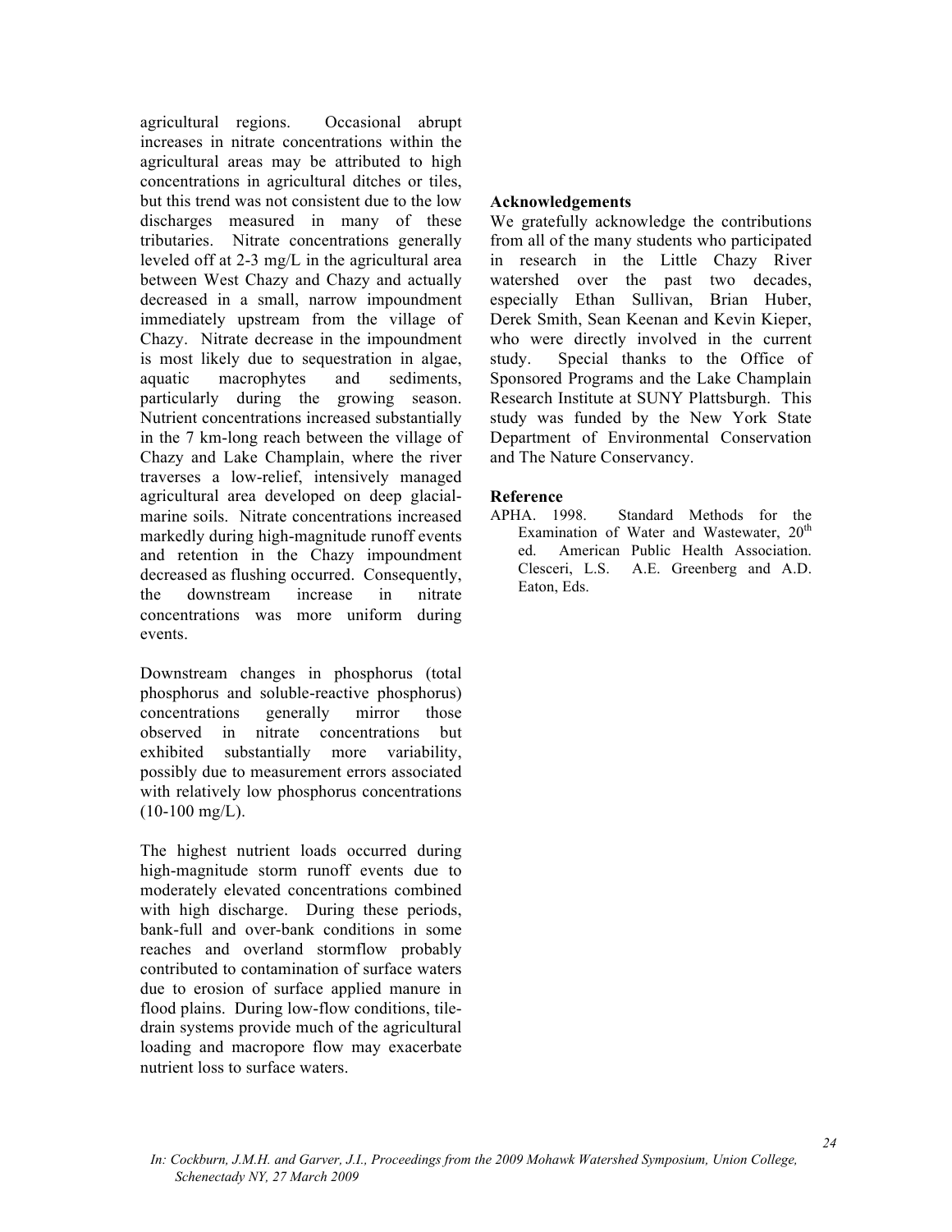agricultural regions. Occasional abrupt increases in nitrate concentrations within the agricultural areas may be attributed to high concentrations in agricultural ditches or tiles, but this trend was not consistent due to the low discharges measured in many of these tributaries. Nitrate concentrations generally leveled off at 2-3 mg/L in the agricultural area between West Chazy and Chazy and actually decreased in a small, narrow impoundment immediately upstream from the village of Chazy. Nitrate decrease in the impoundment is most likely due to sequestration in algae, aquatic macrophytes and sediments, particularly during the growing season. Nutrient concentrations increased substantially in the 7 km-long reach between the village of Chazy and Lake Champlain, where the river traverses a low-relief, intensively managed agricultural area developed on deep glacial-marine soils. Nitrate concentrations increased markedly during high-magnitude runoff events and retention in the Chazy impoundment decreased as flushing occurred. Consequently, the downstream increase in nitrate concentrations was more uniform during events.

Downstream changes in phosphorus (total phosphorus and soluble-reactive phosphorus) concentrations generally mirror those observed in nitrate concentrations but exhibited substantially more variability, possibly due to measurement errors associated with relatively low phosphorus concentrations (10-100 mg/L).

The highest nutrient loads occurred during high-magnitude storm runoff events due to moderately elevated concentrations combined with high discharge. During these periods, bank-full and over-bank conditions in some reaches and overland stormflow probably contributed to contamination of surface waters due to erosion of surface applied manure in flood plains. During low-flow conditions, tile-drain systems provide much of the agricultural loading and macropore flow may exacerbate nutrient loss to surface waters.

**Acknowledgements**

We gratefully acknowledge the contributions from all of the many students who participated in research in the Little Chazy River watershed over the past two decades, especially Ethan Sullivan, Brian Huber, Derek Smith, Sean Keenan and Kevin Kieper, who were directly involved in the current study. Special thanks to the Office of Sponsored Programs and the Lake Champlain Research Institute at SUNY Plattsburgh. This study was funded by the New York State Department of Environmental Conservation and The Nature Conservancy.

**Reference**

APHA. 1998. Standard Methods for the Examination of Water and Wastewater, 20th ed. American Public Health Association. Clesceri, L.S. A.E. Greenberg and A.D. Eaton, Eds.